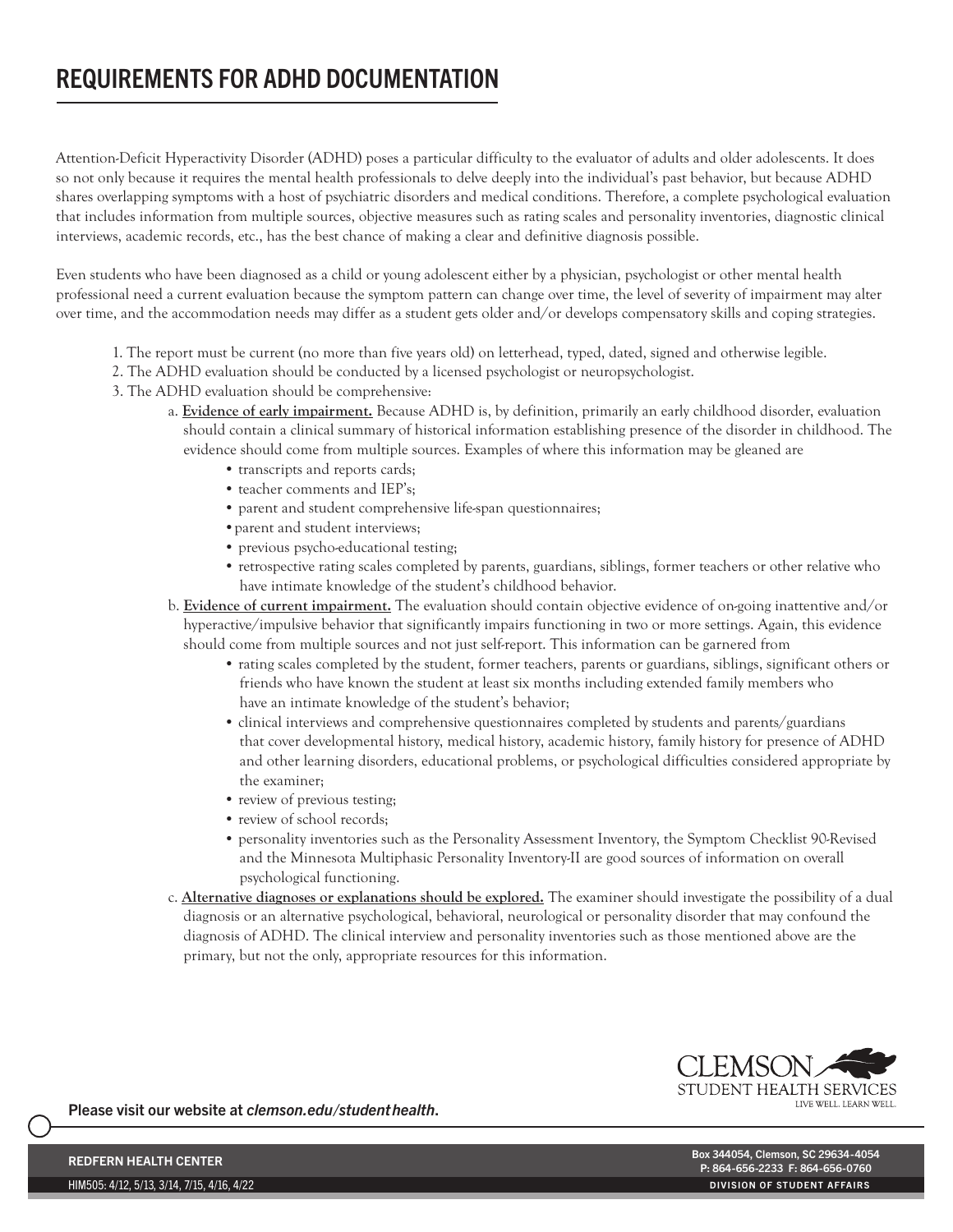# REQUIREMENTS FOR ADHD DOCUMENTATION

Attention-Deficit Hyperactivity Disorder (ADHD) poses a particular difficulty to the evaluator of adults and older adolescents. It does so not only because it requires the mental health professionals to delve deeply into the individual's past behavior, but because ADHD shares overlapping symptoms with a host of psychiatric disorders and medical conditions. Therefore, a complete psychological evaluation that includes information from multiple sources, objective measures such as rating scales and personality inventories, diagnostic clinical interviews, academic records, etc., has the best chance of making a clear and definitive diagnosis possible.

Even students who have been diagnosed as a child or young adolescent either by a physician, psychologist or other mental health professional need a current evaluation because the symptom pattern can change over time, the level of severity of impairment may alter over time, and the accommodation needs may differ as a student gets older and/or develops compensatory skills and coping strategies.

1. The report must be current (no more than five years old) on letterhead, typed, dated, signed and otherwise legible.
2. The ADHD evaluation should be conducted by a licensed psychologist or neuropsychologist.
3. The ADHD evaluation should be comprehensive:
   a. **Evidence of early impairment.** Because ADHD is, by definition, primarily an early childhood disorder, evaluation should contain a clinical summary of historical information establishing presence of the disorder in childhood. The evidence should come from multiple sources. Examples of where this information may be gleaned are
      - transcripts and reports cards;
      - teacher comments and IEP's;
      - parent and student comprehensive life-span questionnaires;
      - parent and student interviews;
      - previous psycho-educational testing;
      - retrospective rating scales completed by parents, guardians, siblings, former teachers or other relative who have intimate knowledge of the student's childhood behavior.

   b. **Evidence of current impairment.** The evaluation should contain objective evidence of on-going inattentive and/or hyperactive/impulsive behavior that significantly impairs functioning in two or more settings. Again, this evidence should come from multiple sources and not just self-report. This information can be garnered from
      - rating scales completed by the student, former teachers, parents or guardians, siblings, significant others or friends who have known the student at least six months including extended family members who have an intimate knowledge of the student's behavior;
      - clinical interviews and comprehensive questionnaires completed by students and parents/guardians that cover developmental history, medical history, academic history, family history for presence of ADHD and other learning disorders, educational problems, or psychological difficulties considered appropriate by the examiner;
      - review of previous testing;
      - review of school records;
      - personality inventories such as the Personality Assessment Inventory, the Symptom Checklist 90-Revised and the Minnesota Multiphasic Personality Inventory-II are good sources of information on overall psychological functioning.

   c. **Alternative diagnoses or explanations should be explored.** The examiner should investigate the possibility of a dual diagnosis or an alternative psychological, behavioral, neurological or personality disorder that may confound the diagnosis of ADHD. The clinical interview and personality inventories such as those mentioned above are the primary, but not the only, appropriate resources for this information.

CLEMSON STUDENT HEALTH SERVICES
LIVE WELL. LEARN WELL.

Please visit our website at *clemson.edu/studenthealth*.

REDFERN HEALTH CENTER

Box 344054, Clemson, SC 29634-4054
P: 864-656-2233 F: 864-656-0760

HIM505: 4/12, 5/13, 3/14, 7/15, 4/16, 4/22

DIVISION OF STUDENT AFFAIRS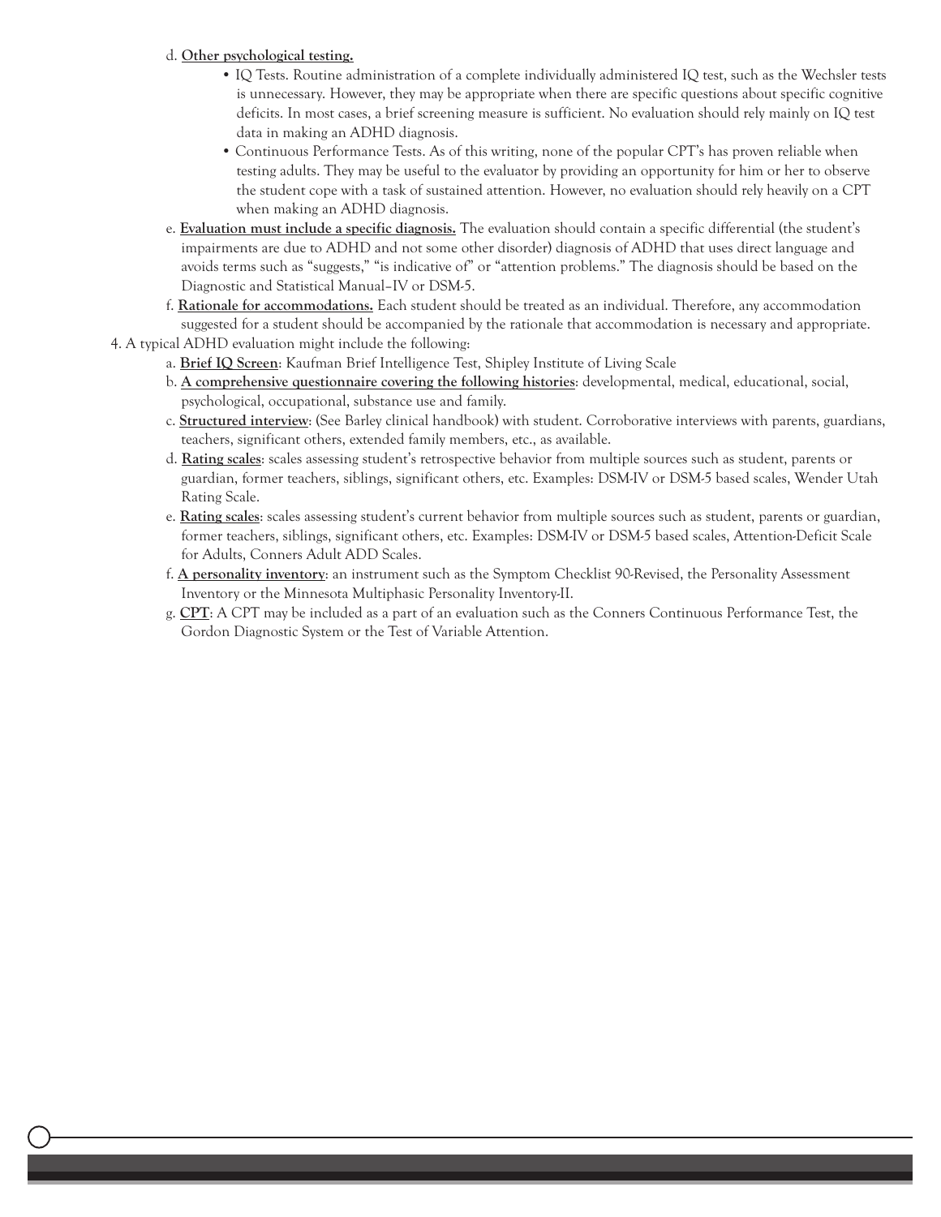d. **Other psychological testing.**

- IQ Tests. Routine administration of a complete individually administered IQ test, such as the Wechsler tests is unnecessary. However, they may be appropriate when there are specific questions about specific cognitive deficits. In most cases, a brief screening measure is sufficient. No evaluation should rely mainly on IQ test data in making an ADHD diagnosis.
- Continuous Performance Tests. As of this writing, none of the popular CPT's has proven reliable when testing adults. They may be useful to the evaluator by providing an opportunity for him or her to observe the student cope with a task of sustained attention. However, no evaluation should rely heavily on a CPT when making an ADHD diagnosis.

e. **Evaluation must include a specific diagnosis.** The evaluation should contain a specific differential (the student's impairments are due to ADHD and not some other disorder) diagnosis of ADHD that uses direct language and avoids terms such as "suggests," "is indicative of" or "attention problems." The diagnosis should be based on the Diagnostic and Statistical Manual–IV or DSM-5.

f. **Rationale for accommodations.** Each student should be treated as an individual. Therefore, any accommodation suggested for a student should be accompanied by the rationale that accommodation is necessary and appropriate.

4. A typical ADHD evaluation might include the following:

a. **Brief IQ Screen**: Kaufman Brief Intelligence Test, Shipley Institute of Living Scale

b. **A comprehensive questionnaire covering the following histories**: developmental, medical, educational, social, psychological, occupational, substance use and family.

c. **Structured interview**: (See Barley clinical handbook) with student. Corroborative interviews with parents, guardians, teachers, significant others, extended family members, etc., as available.

d. **Rating scales**: scales assessing student's retrospective behavior from multiple sources such as student, parents or guardian, former teachers, siblings, significant others, etc. Examples: DSM-IV or DSM-5 based scales, Wender Utah Rating Scale.

e. **Rating scales**: scales assessing student's current behavior from multiple sources such as student, parents or guardian, former teachers, siblings, significant others, etc. Examples: DSM-IV or DSM-5 based scales, Attention-Deficit Scale for Adults, Conners Adult ADD Scales.

f. **A personality inventory**: an instrument such as the Symptom Checklist 90-Revised, the Personality Assessment Inventory or the Minnesota Multiphasic Personality Inventory-II.

g. **CPT**: A CPT may be included as a part of an evaluation such as the Conners Continuous Performance Test, the Gordon Diagnostic System or the Test of Variable Attention.